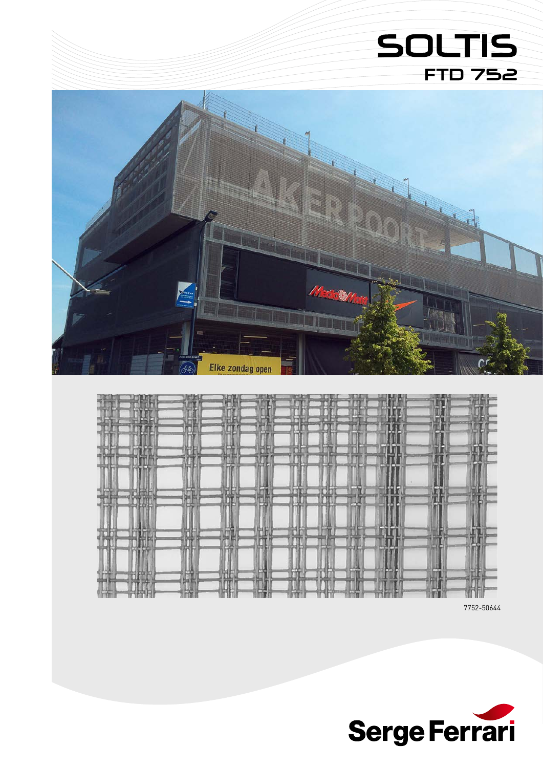# SOLTIS

## FTD 752

7752-50644

Serge Ferrari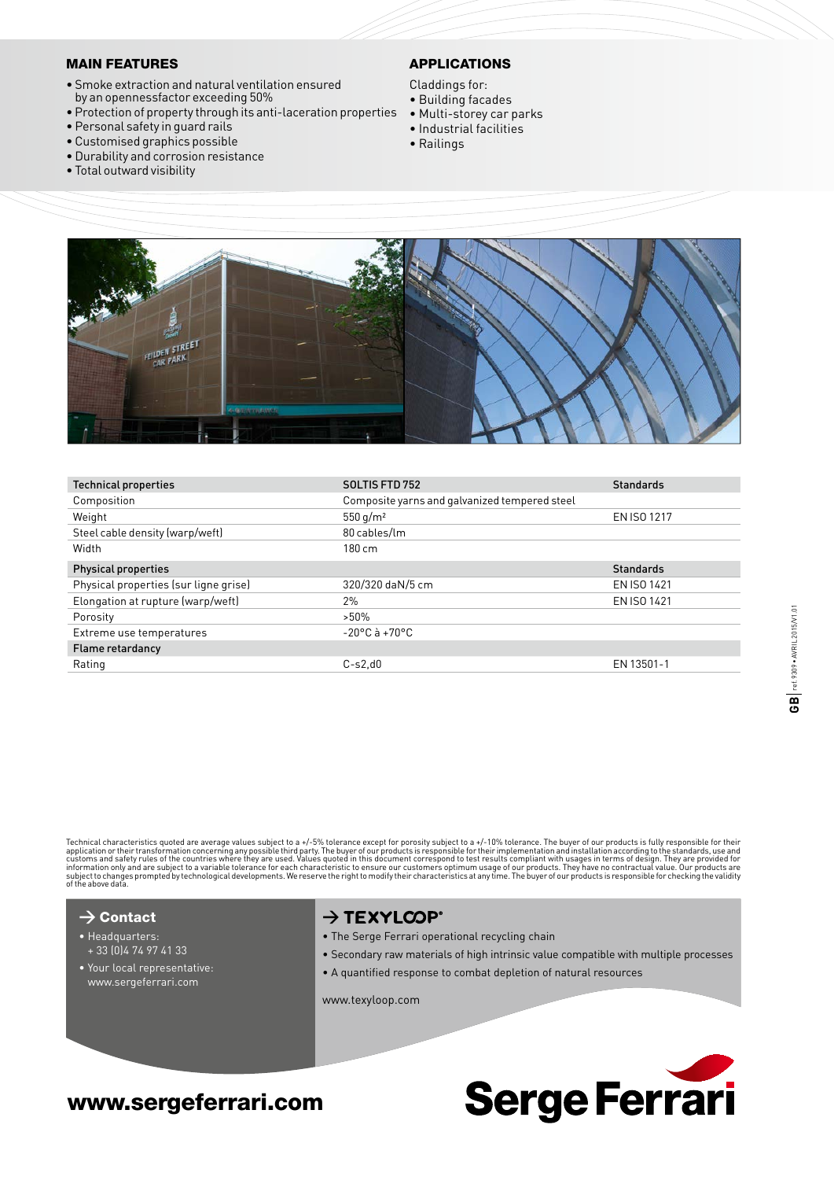## MAIN FEATURES

- Smoke extraction and natural ventilation ensured by an opennessfactor exceeding 50%
- Protection of property through its anti-laceration properties
- Personal safety in guard rails
- Customised graphics possible
- Durability and corrosion resistance
- Total outward visibility

## APPLICATIONS

Claddings for:

- Building facades
- Multi-storey car parks
- Industrial facilities
- Railings

| Technical properties | SOLTIS FTD 752 | Standards |
|---|---|---|
| Composition | Composite yarns and galvanized tempered steel | |
| Weight | 550 g/m² | EN ISO 1217 |
| Steel cable density (warp/weft) | 80 cables/lm | |
| Width | 180 cm | |
| **Physical properties** | | **Standards** |
| Physical properties (sur ligne grise) | 320/320 daN/5 cm | EN ISO 1421 |
| Elongation at rupture (warp/weft) | 2% | EN ISO 1421 |
| Porosity | >50% | |
| Extreme use temperatures | -20°C à +70°C | |
| **Flame retardancy** | | |
| Rating | C-s2,d0 | EN 13501-1 |

GB | ref.9309 • AVRIL 2015/V1.01

Technical characteristics quoted are average values subject to a +/-5% tolerance except for porosity subject to a +/-10% tolerance. The buyer of our products is fully responsible for their application or their transformation concerning any possible third party. The buyer of our products is responsible for their implementation and installation according to the standards, use and customs and safety rules of the countries where they are used. Values quoted in this document correspond to test results compliant with usages in terms of design. They are provided for information only and are subject to a variable tolerance for each characteristic to ensure our customers optimum usage of our products. They have no contractual value. Our products are subject to changes prompted by technological developments. We reserve the right to modify their characteristics at any time. The buyer of our products is responsible for checking the validity of the above data.

### → Contact

- Headquarters: + 33 (0)4 74 97 41 33
- Your local representative: www.sergeferrari.com

### → TEXYLOOP®

- The Serge Ferrari operational recycling chain
- Secondary raw materials of high intrinsic value compatible with multiple processes
- A quantified response to combat depletion of natural resources

www.texyloop.com

**www.sergeferrari.com**

**Serge Ferrari**